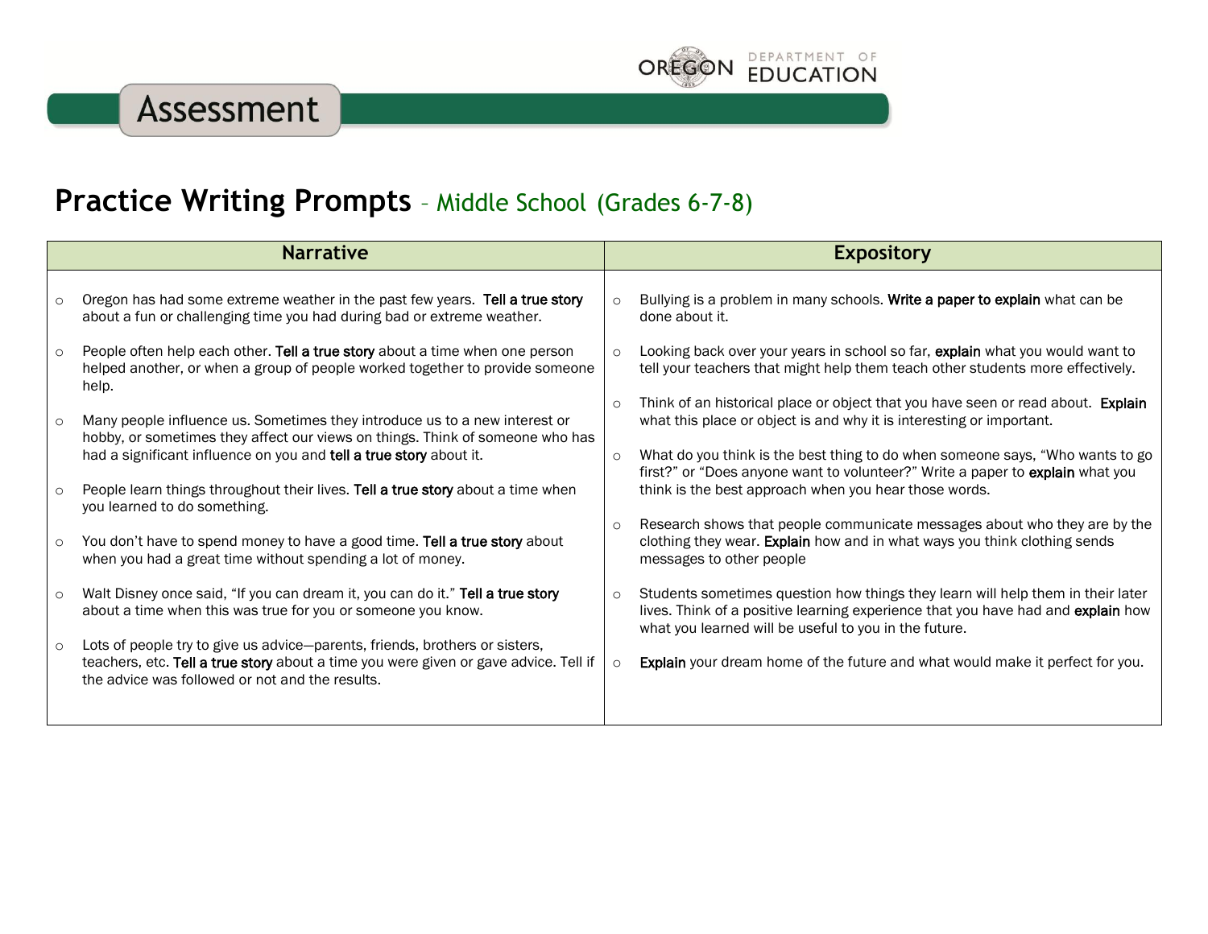Oregon Department of Education

# Assessment

## Practice Writing Prompts – Middle School (Grades 6-7-8)

### Narrative

- Oregon has had some extreme weather in the past few years. **Tell a true story** about a fun or challenging time you had during bad or extreme weather.
- People often help each other. **Tell a true story** about a time when one person helped another, or when a group of people worked together to provide someone help.
- Many people influence us. Sometimes they introduce us to a new interest or hobby, or sometimes they affect our views on things. Think of someone who has had a significant influence on you and **tell a true story** about it.
- People learn things throughout their lives. **Tell a true story** about a time when you learned to do something.
- You don't have to spend money to have a good time. **Tell a true story** about when you had a great time without spending a lot of money.
- Walt Disney once said, "If you can dream it, you can do it." **Tell a true story** about a time when this was true for you or someone you know.
- Lots of people try to give us advice—parents, friends, brothers or sisters, teachers, etc. **Tell a true story** about a time you were given or gave advice. Tell if the advice was followed or not and the results.

### Expository

- Bullying is a problem in many schools. **Write a paper to explain** what can be done about it.
- Looking back over your years in school so far, **explain** what you would want to tell your teachers that might help them teach other students more effectively.
- Think of an historical place or object that you have seen or read about. **Explain** what this place or object is and why it is interesting or important.
- What do you think is the best thing to do when someone says, "Who wants to go first?" or "Does anyone want to volunteer?" Write a paper to **explain** what you think is the best approach when you hear those words.
- Research shows that people communicate messages about who they are by the clothing they wear. **Explain** how and in what ways you think clothing sends messages to other people
- Students sometimes question how things they learn will help them in their later lives. Think of a positive learning experience that you have had and **explain** how what you learned will be useful to you in the future.
- **Explain** your dream home of the future and what would make it perfect for you.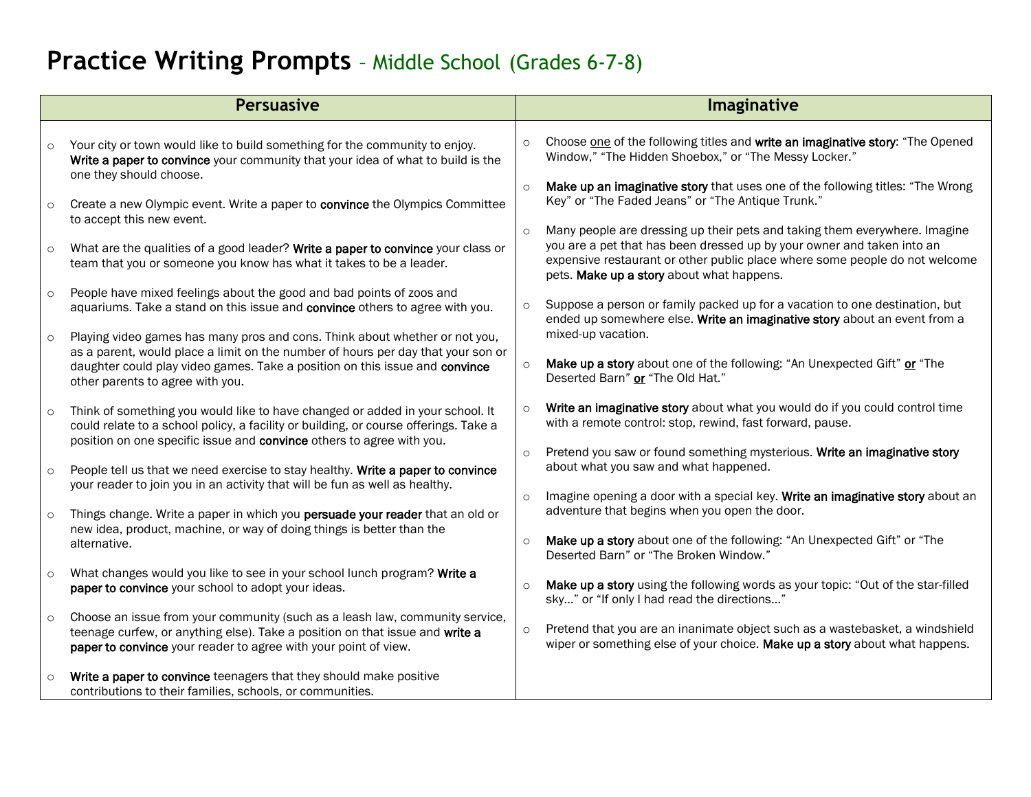# Practice Writing Prompts – Middle School (Grades 6-7-8)

## Persuasive

- Your city or town would like to build something for the community to enjoy. **Write a paper to convince** your community that your idea of what to build is the one they should choose.
- Create a new Olympic event. Write a paper to **convince** the Olympics Committee to accept this new event.
- What are the qualities of a good leader? **Write a paper to convince** your class or team that you or someone you know has what it takes to be a leader.
- People have mixed feelings about the good and bad points of zoos and aquariums. Take a stand on this issue and **convince** others to agree with you.
- Playing video games has many pros and cons. Think about whether or not you, as a parent, would place a limit on the number of hours per day that your son or daughter could play video games. Take a position on this issue and **convince** other parents to agree with you.
- Think of something you would like to have changed or added in your school. It could relate to a school policy, a facility or building, or course offerings. Take a position on one specific issue and **convince** others to agree with you.
- People tell us that we need exercise to stay healthy. **Write a paper to convince** your reader to join you in an activity that will be fun as well as healthy.
- Things change. Write a paper in which you **persuade your reader** that an old or new idea, product, machine, or way of doing things is better than the alternative.
- What changes would you like to see in your school lunch program? **Write a paper to convince** your school to adopt your ideas.
- Choose an issue from your community (such as a leash law, community service, teenage curfew, or anything else). Take a position on that issue and **write a paper to convince** your reader to agree with your point of view.
- **Write a paper to convince** teenagers that they should make positive contributions to their families, schools, or communities.

## Imaginative

- Choose one of the following titles and **write an imaginative story**: "The Opened Window," "The Hidden Shoebox," or "The Messy Locker."
- **Make up an imaginative story** that uses one of the following titles: "The Wrong Key" or "The Faded Jeans" or "The Antique Trunk."
- Many people are dressing up their pets and taking them everywhere. Imagine you are a pet that has been dressed up by your owner and taken into an expensive restaurant or other public place where some people do not welcome pets. **Make up a story** about what happens.
- Suppose a person or family packed up for a vacation to one destination, but ended up somewhere else. **Write an imaginative story** about an event from a mixed-up vacation.
- **Make up a story** about one of the following: "An Unexpected Gift" **or** "The Deserted Barn" **or** "The Old Hat."
- **Write an imaginative story** about what you would do if you could control time with a remote control: stop, rewind, fast forward, pause.
- Pretend you saw or found something mysterious. **Write an imaginative story** about what you saw and what happened.
- Imagine opening a door with a special key. **Write an imaginative story** about an adventure that begins when you open the door.
- **Make up a story** about one of the following: "An Unexpected Gift" or "The Deserted Barn" or "The Broken Window."
- **Make up a story** using the following words as your topic: "Out of the star-filled sky…" or "If only I had read the directions…"
- Pretend that you are an inanimate object such as a wastebasket, a windshield wiper or something else of your choice. **Make up a story** about what happens.